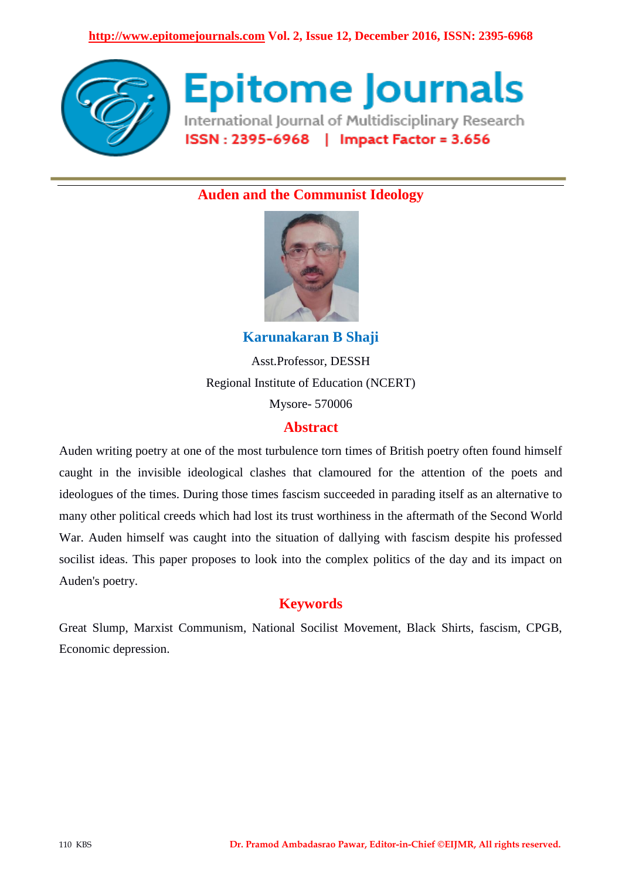# Auden and the Communist Ideology

**Karunakaran B Shaji**

Asst.Professor, DESSH

Regional Institute of Education (NCERT)

Mysore- 570006

## Abstract

Auden writing poetry at one of the most turbulence torn times of British poetry often found himself caught in the invisible ideological clashes that clamoured for the attention of the poets and ideologues of the times. During those times fascism succeeded in parading itself as an alternative to many other political creeds which had lost its trust worthiness in the aftermath of the Second World War. Auden himself was caught into the situation of dallying with fascism despite his professed socilist ideas. This paper proposes to look into the complex politics of the day and its impact on Auden's poetry.

## Keywords

Great Slump, Marxist Communism, National Socilist Movement, Black Shirts, fascism, CPGB, Economic depression.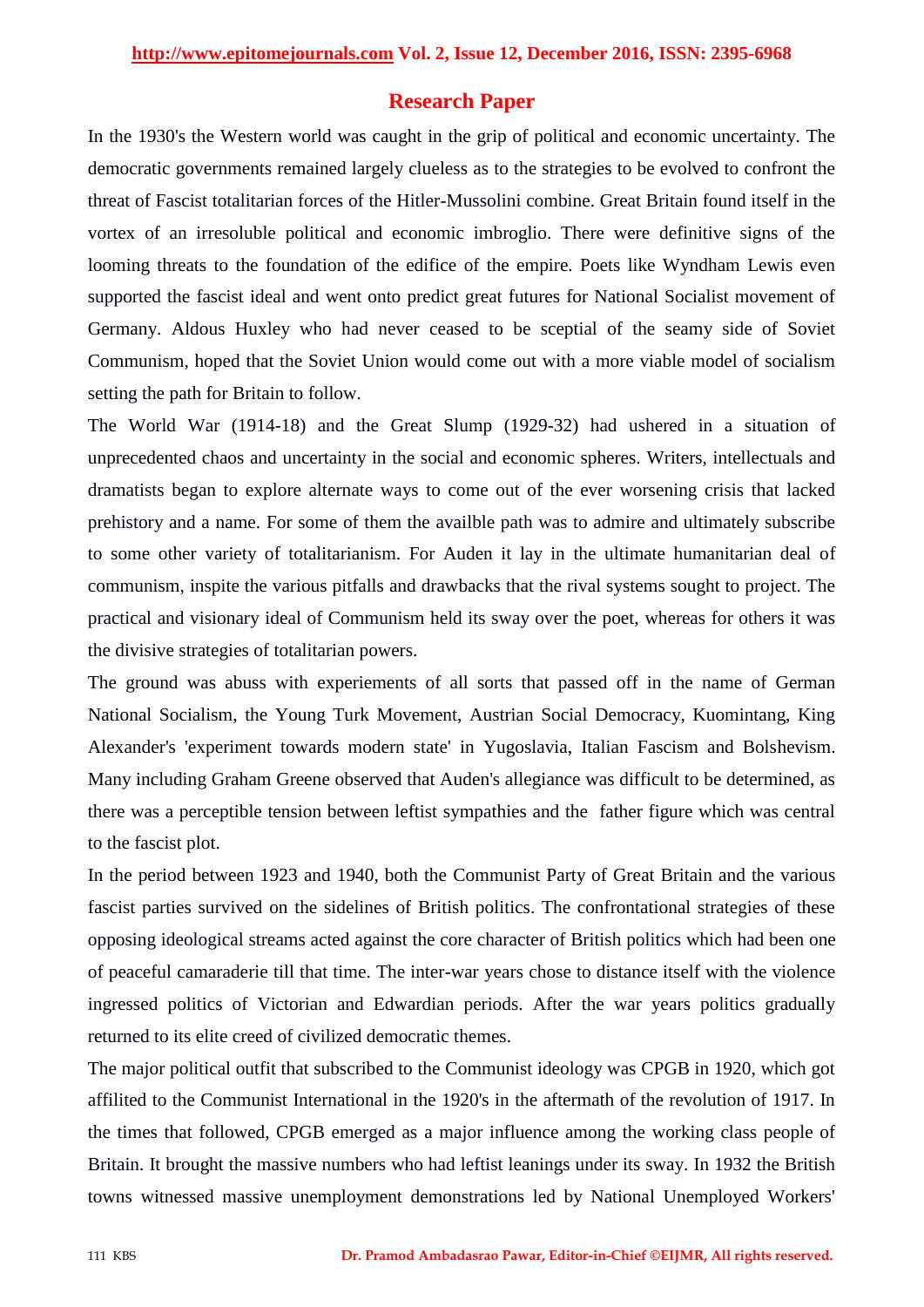## Research Paper

In the 1930's the Western world was caught in the grip of political and economic uncertainty. The democratic governments remained largely clueless as to the strategies to be evolved to confront the threat of Fascist totalitarian forces of the Hitler-Mussolini combine. Great Britain found itself in the vortex of an irresoluble political and economic imbroglio. There were definitive signs of the looming threats to the foundation of the edifice of the empire. Poets like Wyndham Lewis even supported the fascist ideal and went onto predict great futures for National Socialist movement of Germany. Aldous Huxley who had never ceased to be sceptial of the seamy side of Soviet Communism, hoped that the Soviet Union would come out with a more viable model of socialism setting the path for Britain to follow.

The World War (1914-18) and the Great Slump (1929-32) had ushered in a situation of unprecedented chaos and uncertainty in the social and economic spheres. Writers, intellectuals and dramatists began to explore alternate ways to come out of the ever worsening crisis that lacked prehistory and a name. For some of them the availble path was to admire and ultimately subscribe to some other variety of totalitarianism. For Auden it lay in the ultimate humanitarian deal of communism, inspite the various pitfalls and drawbacks that the rival systems sought to project. The practical and visionary ideal of Communism held its sway over the poet, whereas for others it was the divisive strategies of totalitarian powers.

The ground was abuss with experiements of all sorts that passed off in the name of German National Socialism, the Young Turk Movement, Austrian Social Democracy, Kuomintang, King Alexander's 'experiment towards modern state' in Yugoslavia, Italian Fascism and Bolshevism. Many including Graham Greene observed that Auden's allegiance was difficult to be determined, as there was a perceptible tension between leftist sympathies and the father figure which was central to the fascist plot.

In the period between 1923 and 1940, both the Communist Party of Great Britain and the various fascist parties survived on the sidelines of British politics. The confrontational strategies of these opposing ideological streams acted against the core character of British politics which had been one of peaceful camaraderie till that time. The inter-war years chose to distance itself with the violence ingressed politics of Victorian and Edwardian periods. After the war years politics gradually returned to its elite creed of civilized democratic themes.

The major political outfit that subscribed to the Communist ideology was CPGB in 1920, which got affilited to the Communist International in the 1920's in the aftermath of the revolution of 1917. In the times that followed, CPGB emerged as a major influence among the working class people of Britain. It brought the massive numbers who had leftist leanings under its sway. In 1932 the British towns witnessed massive unemployment demonstrations led by National Unemployed Workers'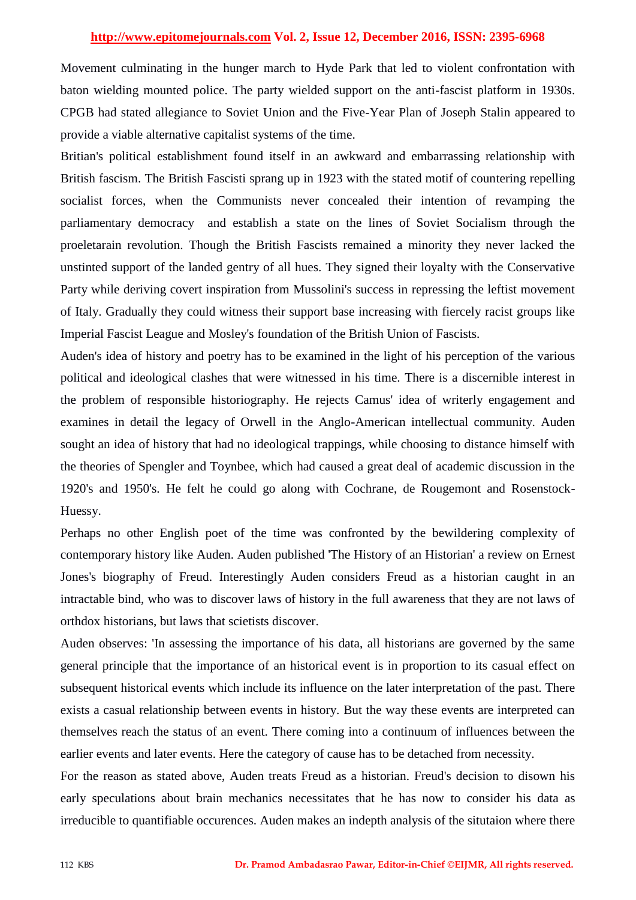Movement culminating in the hunger march to Hyde Park that led to violent confrontation with baton wielding mounted police. The party wielded support on the anti-fascist platform in 1930s. CPGB had stated allegiance to Soviet Union and the Five-Year Plan of Joseph Stalin appeared to provide a viable alternative capitalist systems of the time.

Britian's political establishment found itself in an awkward and embarrassing relationship with British fascism. The British Fascisti sprang up in 1923 with the stated motif of countering repelling socialist forces, when the Communists never concealed their intention of revamping the parliamentary democracy and establish a state on the lines of Soviet Socialism through the proeletarain revolution. Though the British Fascists remained a minority they never lacked the unstinted support of the landed gentry of all hues. They signed their loyalty with the Conservative Party while deriving covert inspiration from Mussolini's success in repressing the leftist movement of Italy. Gradually they could witness their support base increasing with fiercely racist groups like Imperial Fascist League and Mosley's foundation of the British Union of Fascists.

Auden's idea of history and poetry has to be examined in the light of his perception of the various political and ideological clashes that were witnessed in his time. There is a discernible interest in the problem of responsible historiography. He rejects Camus' idea of writerly engagement and examines in detail the legacy of Orwell in the Anglo-American intellectual community. Auden sought an idea of history that had no ideological trappings, while choosing to distance himself with the theories of Spengler and Toynbee, which had caused a great deal of academic discussion in the 1920's and 1950's. He felt he could go along with Cochrane, de Rougemont and Rosenstock-Huessy.

Perhaps no other English poet of the time was confronted by the bewildering complexity of contemporary history like Auden. Auden published 'The History of an Historian' a review on Ernest Jones's biography of Freud. Interestingly Auden considers Freud as a historian caught in an intractable bind, who was to discover laws of history in the full awareness that they are not laws of orthdox historians, but laws that scietists discover.

Auden observes: 'In assessing the importance of his data, all historians are governed by the same general principle that the importance of an historical event is in proportion to its casual effect on subsequent historical events which include its influence on the later interpretation of the past. There exists a casual relationship between events in history. But the way these events are interpreted can themselves reach the status of an event. There coming into a continuum of influences between the earlier events and later events. Here the category of cause has to be detached from necessity.

For the reason as stated above, Auden treats Freud as a historian. Freud's decision to disown his early speculations about brain mechanics necessitates that he has now to consider his data as irreducible to quantifiable occurences. Auden makes an indepth analysis of the situtaion where there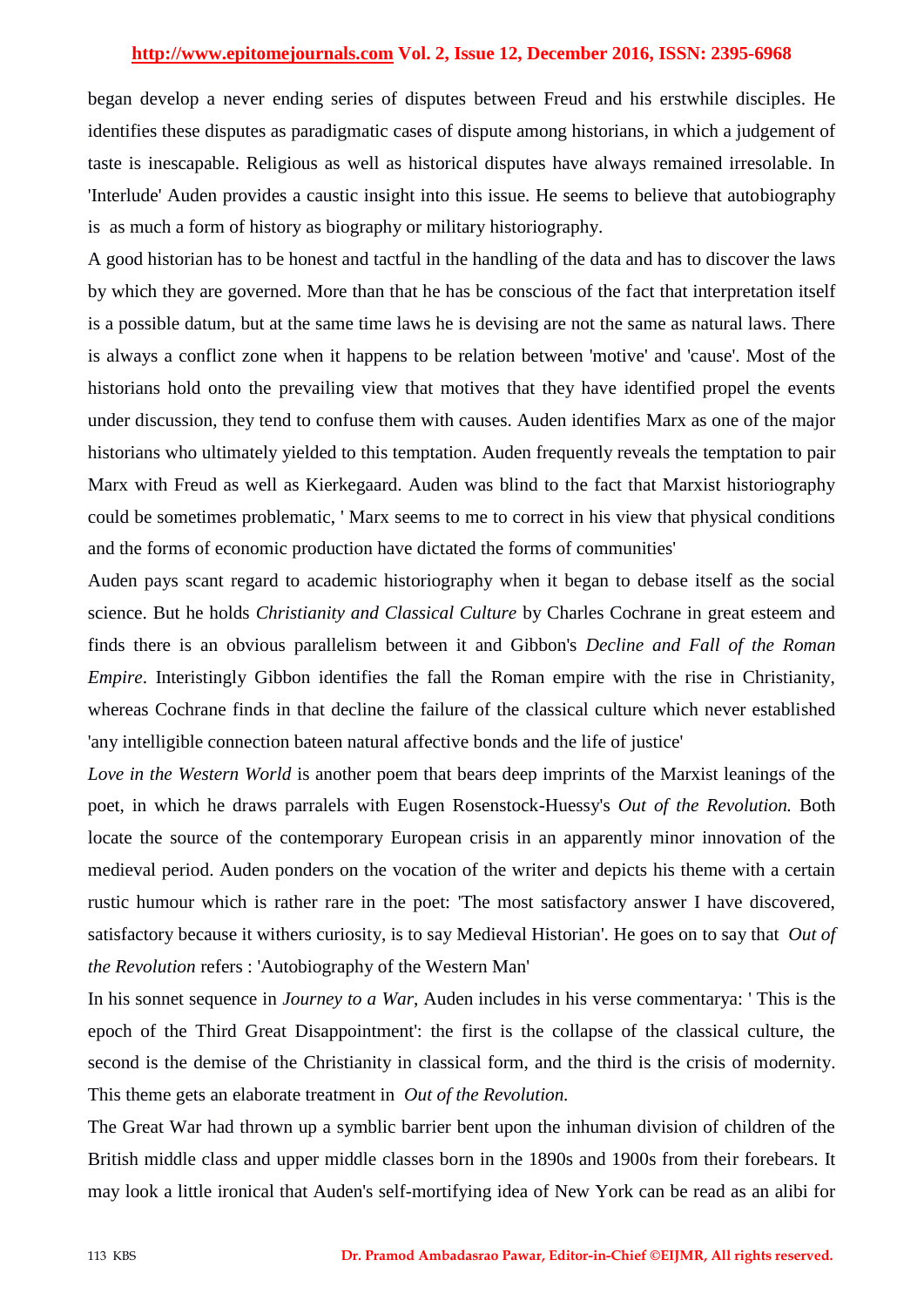began develop a never ending series of disputes between Freud and his erstwhile disciples. He identifies these disputes as paradigmatic cases of dispute among historians, in which a judgement of taste is inescapable. Religious as well as historical disputes have always remained irresolable. In 'Interlude' Auden provides a caustic insight into this issue. He seems to believe that autobiography is as much a form of history as biography or military historiography.

A good historian has to be honest and tactful in the handling of the data and has to discover the laws by which they are governed. More than that he has be conscious of the fact that interpretation itself is a possible datum, but at the same time laws he is devising are not the same as natural laws. There is always a conflict zone when it happens to be relation between 'motive' and 'cause'. Most of the historians hold onto the prevailing view that motives that they have identified propel the events under discussion, they tend to confuse them with causes. Auden identifies Marx as one of the major historians who ultimately yielded to this temptation. Auden frequently reveals the temptation to pair Marx with Freud as well as Kierkegaard. Auden was blind to the fact that Marxist historiography could be sometimes problematic, ' Marx seems to me to correct in his view that physical conditions and the forms of economic production have dictated the forms of communities'

Auden pays scant regard to academic historiography when it began to debase itself as the social science. But he holds *Christianity and Classical Culture* by Charles Cochrane in great esteem and finds there is an obvious parallelism between it and Gibbon's *Decline and Fall of the Roman Empire*. Interistingly Gibbon identifies the fall the Roman empire with the rise in Christianity, whereas Cochrane finds in that decline the failure of the classical culture which never established 'any intelligible connection bateen natural affective bonds and the life of justice'

*Love in the Western World* is another poem that bears deep imprints of the Marxist leanings of the poet, in which he draws parralels with Eugen Rosenstock-Huessy's *Out of the Revolution.* Both locate the source of the contemporary European crisis in an apparently minor innovation of the medieval period. Auden ponders on the vocation of the writer and depicts his theme with a certain rustic humour which is rather rare in the poet: 'The most satisfactory answer I have discovered, satisfactory because it withers curiosity, is to say Medieval Historian'. He goes on to say that *Out of the Revolution* refers : 'Autobiography of the Western Man'

In his sonnet sequence in *Journey to a War*, Auden includes in his verse commentarya: ' This is the epoch of the Third Great Disappointment': the first is the collapse of the classical culture, the second is the demise of the Christianity in classical form, and the third is the crisis of modernity. This theme gets an elaborate treatment in *Out of the Revolution.*

The Great War had thrown up a symblic barrier bent upon the inhuman division of children of the British middle class and upper middle classes born in the 1890s and 1900s from their forebears. It may look a little ironical that Auden's self-mortifying idea of New York can be read as an alibi for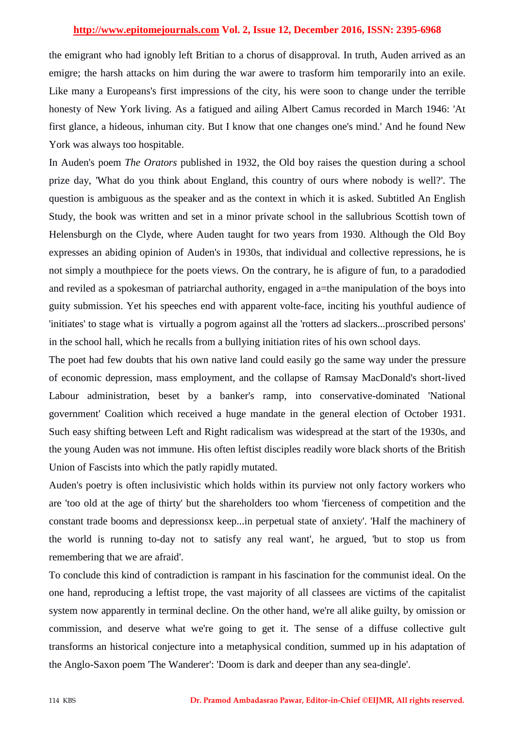the emigrant who had ignobly left Britian to a chorus of disapproval. In truth, Auden arrived as an emigre; the harsh attacks on him during the war awere to trasform him temporarily into an exile. Like many a Europeans's first impressions of the city, his were soon to change under the terrible honesty of New York living. As a fatigued and ailing Albert Camus recorded in March 1946: 'At first glance, a hideous, inhuman city. But I know that one changes one's mind.' And he found New York was always too hospitable.

In Auden's poem *The Orators* published in 1932, the Old boy raises the question during a school prize day, 'What do you think about England, this country of ours where nobody is well?'. The question is ambiguous as the speaker and as the context in which it is asked. Subtitled An English Study, the book was written and set in a minor private school in the sallubrious Scottish town of Helensburgh on the Clyde, where Auden taught for two years from 1930. Although the Old Boy expresses an abiding opinion of Auden's in 1930s, that individual and collective repressions, he is not simply a mouthpiece for the poets views. On the contrary, he is afigure of fun, to a paradodied and reviled as a spokesman of patriarchal authority, engaged in a=the manipulation of the boys into guity submission. Yet his speeches end with apparent volte-face, inciting his youthful audience of 'initiates' to stage what is virtually a pogrom against all the 'rotters ad slackers...proscribed persons' in the school hall, which he recalls from a bullying initiation rites of his own school days.

The poet had few doubts that his own native land could easily go the same way under the pressure of economic depression, mass employment, and the collapse of Ramsay MacDonald's short-lived Labour administration, beset by a banker's ramp, into conservative-dominated 'National government' Coalition which received a huge mandate in the general election of October 1931. Such easy shifting between Left and Right radicalism was widespread at the start of the 1930s, and the young Auden was not immune. His often leftist disciples readily wore black shorts of the British Union of Fascists into which the patly rapidly mutated.

Auden's poetry is often inclusivistic which holds within its purview not only factory workers who are 'too old at the age of thirty' but the shareholders too whom 'fierceness of competition and the constant trade booms and depressionsx keep...in perpetual state of anxiety'. 'Half the machinery of the world is running to-day not to satisfy any real want', he argued, 'but to stop us from remembering that we are afraid'.

To conclude this kind of contradiction is rampant in his fascination for the communist ideal. On the one hand, reproducing a leftist trope, the vast majority of all classees are victims of the capitalist system now apparently in terminal decline. On the other hand, we're all alike guilty, by omission or commission, and deserve what we're going to get it. The sense of a diffuse collective gult transforms an historical conjecture into a metaphysical condition, summed up in his adaptation of the Anglo-Saxon poem 'The Wanderer': 'Doom is dark and deeper than any sea-dingle'.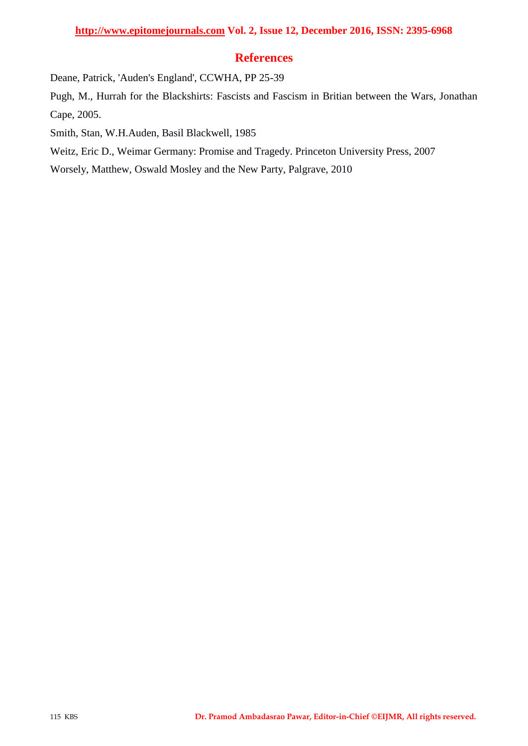## References

Deane, Patrick, 'Auden's England', CCWHA, PP 25-39

Pugh, M., Hurrah for the Blackshirts: Fascists and Fascism in Britian between the Wars, Jonathan Cape, 2005.

Smith, Stan, W.H.Auden, Basil Blackwell, 1985

Weitz, Eric D., Weimar Germany: Promise and Tragedy. Princeton University Press, 2007

Worsely, Matthew, Oswald Mosley and the New Party, Palgrave, 2010